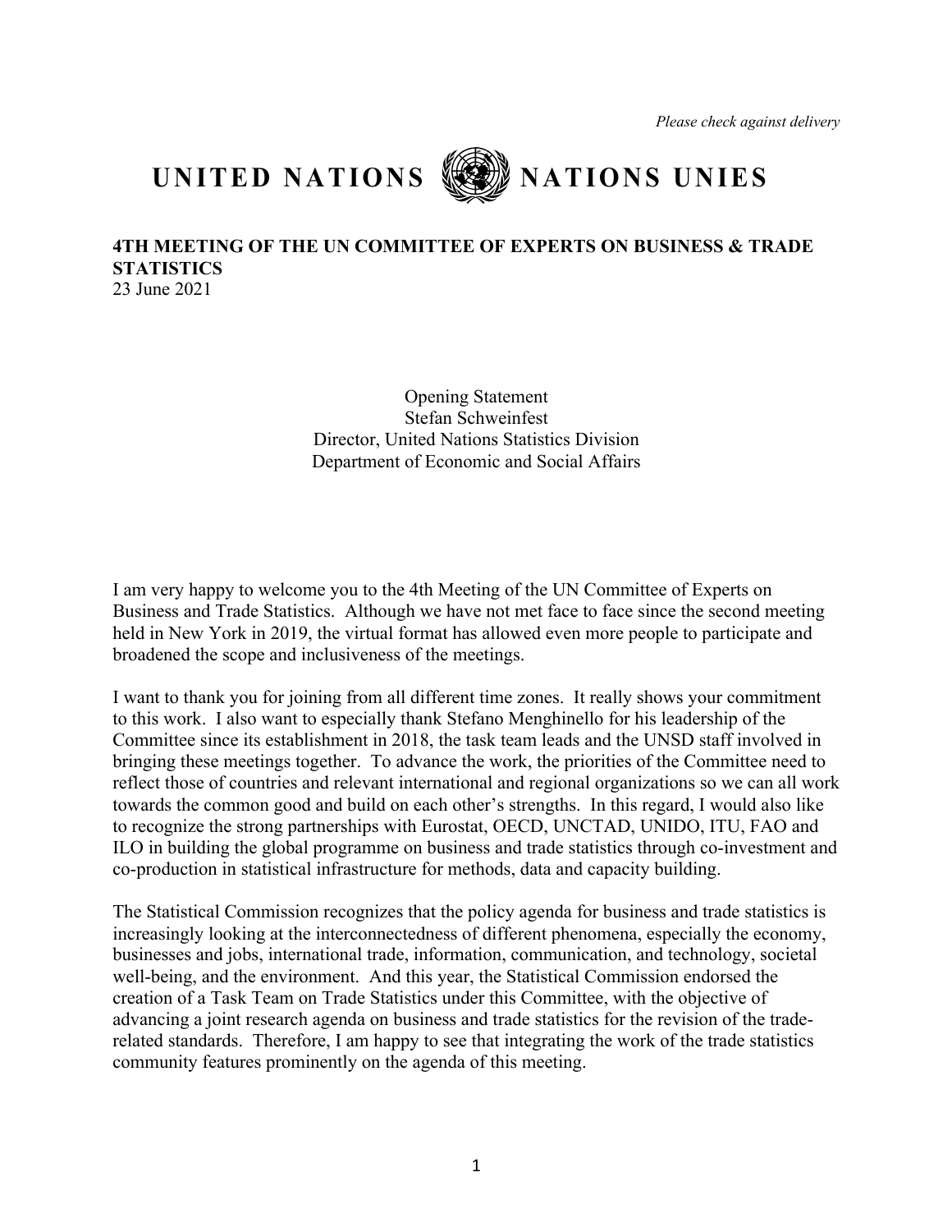*Please check against delivery*

# UNITED NATIONS NATIONS UNIES

**4TH MEETING OF THE UN COMMITTEE OF EXPERTS ON BUSINESS & TRADE STATISTICS**
23 June 2021

Opening Statement
Stefan Schweinfest
Director, United Nations Statistics Division
Department of Economic and Social Affairs

I am very happy to welcome you to the 4th Meeting of the UN Committee of Experts on Business and Trade Statistics. Although we have not met face to face since the second meeting held in New York in 2019, the virtual format has allowed even more people to participate and broadened the scope and inclusiveness of the meetings.

I want to thank you for joining from all different time zones. It really shows your commitment to this work. I also want to especially thank Stefano Menghinello for his leadership of the Committee since its establishment in 2018, the task team leads and the UNSD staff involved in bringing these meetings together. To advance the work, the priorities of the Committee need to reflect those of countries and relevant international and regional organizations so we can all work towards the common good and build on each other's strengths. In this regard, I would also like to recognize the strong partnerships with Eurostat, OECD, UNCTAD, UNIDO, ITU, FAO and ILO in building the global programme on business and trade statistics through co-investment and co-production in statistical infrastructure for methods, data and capacity building.

The Statistical Commission recognizes that the policy agenda for business and trade statistics is increasingly looking at the interconnectedness of different phenomena, especially the economy, businesses and jobs, international trade, information, communication, and technology, societal well-being, and the environment. And this year, the Statistical Commission endorsed the creation of a Task Team on Trade Statistics under this Committee, with the objective of advancing a joint research agenda on business and trade statistics for the revision of the trade-related standards. Therefore, I am happy to see that integrating the work of the trade statistics community features prominently on the agenda of this meeting.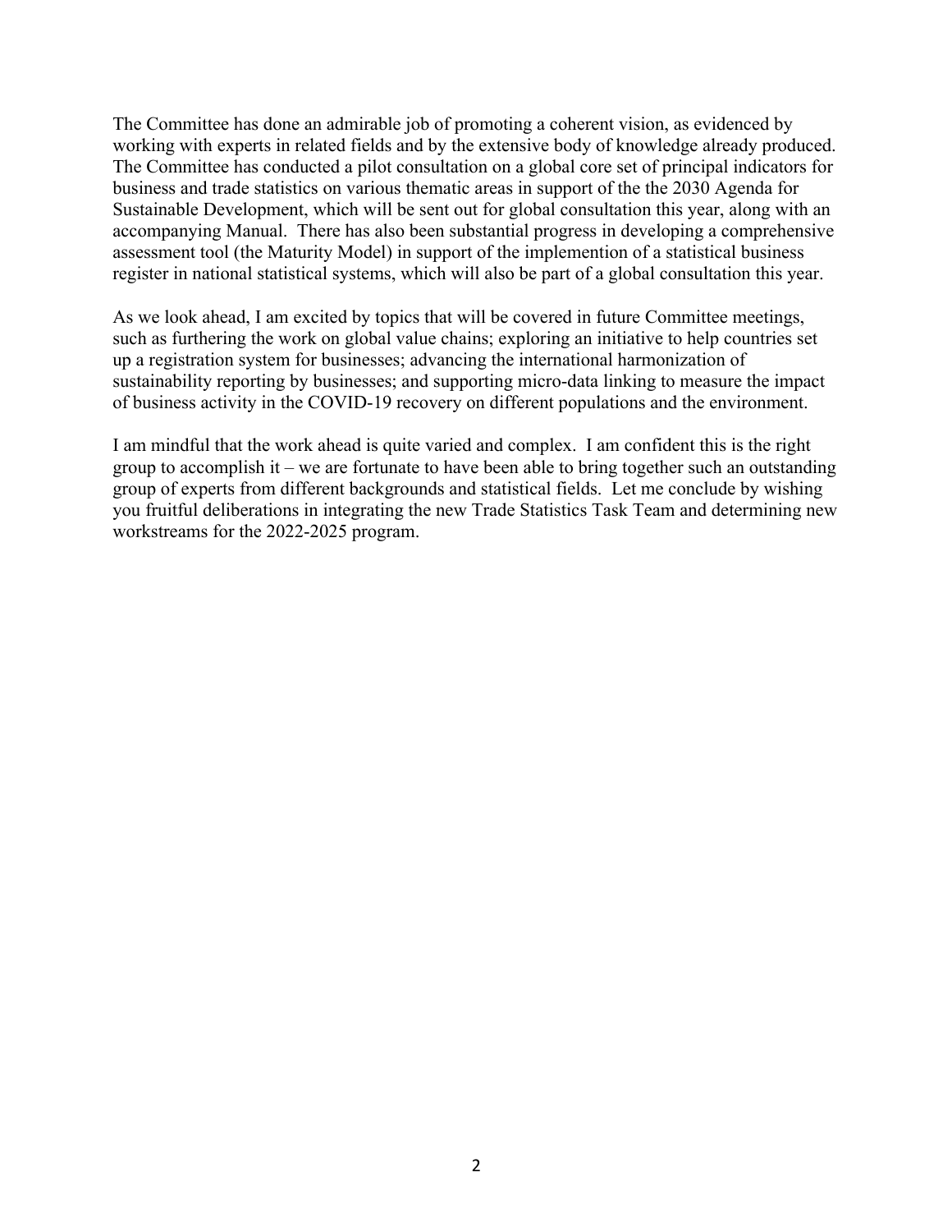The Committee has done an admirable job of promoting a coherent vision, as evidenced by working with experts in related fields and by the extensive body of knowledge already produced. The Committee has conducted a pilot consultation on a global core set of principal indicators for business and trade statistics on various thematic areas in support of the the 2030 Agenda for Sustainable Development, which will be sent out for global consultation this year, along with an accompanying Manual. There has also been substantial progress in developing a comprehensive assessment tool (the Maturity Model) in support of the implemention of a statistical business register in national statistical systems, which will also be part of a global consultation this year.

As we look ahead, I am excited by topics that will be covered in future Committee meetings, such as furthering the work on global value chains; exploring an initiative to help countries set up a registration system for businesses; advancing the international harmonization of sustainability reporting by businesses; and supporting micro-data linking to measure the impact of business activity in the COVID-19 recovery on different populations and the environment.

I am mindful that the work ahead is quite varied and complex. I am confident this is the right group to accomplish it – we are fortunate to have been able to bring together such an outstanding group of experts from different backgrounds and statistical fields. Let me conclude by wishing you fruitful deliberations in integrating the new Trade Statistics Task Team and determining new workstreams for the 2022-2025 program.